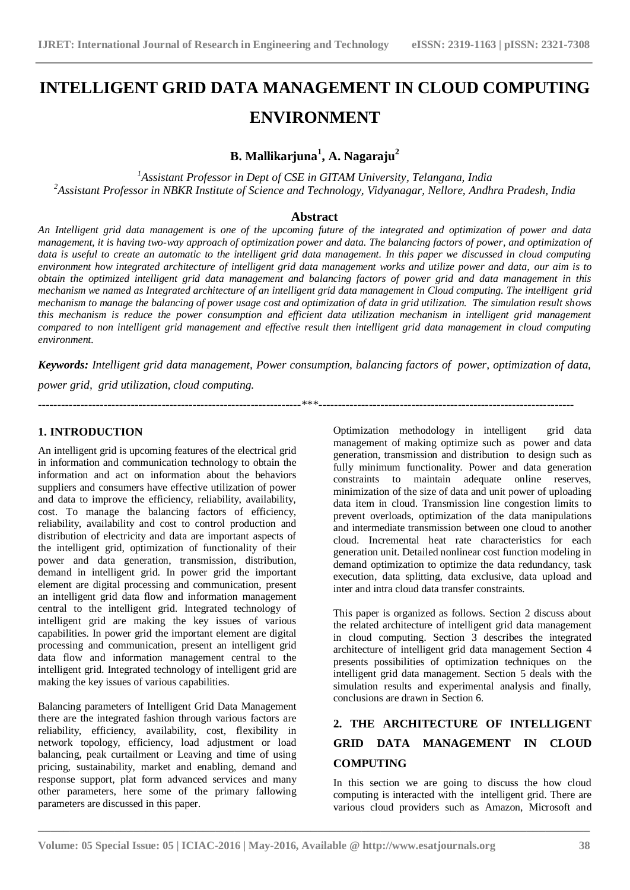# INTELLIGENT GRID DATA MANAGEMENT IN CLOUD COMPUTING ENVIRONMENT

**B. Mallikarjuna[1], A. Nagaraju[2]**

[1]*Assistant Professor in Dept of CSE in GITAM University, Telangana, India*
[2]*Assistant Professor in NBKR Institute of Science and Technology, Vidyanagar, Nellore, Andhra Pradesh, India*

## Abstract

*An Intelligent grid data management is one of the upcoming future of the integrated and optimization of power and data management, it is having two-way approach of optimization power and data. The balancing factors of power, and optimization of data is useful to create an automatic to the intelligent grid data management. In this paper we discussed in cloud computing environment how integrated architecture of intelligent grid data management works and utilize power and data, our aim is to obtain the optimized intelligent grid data management and balancing factors of power grid and data management in this mechanism we named as Integrated architecture of an intelligent grid data management in Cloud computing. The intelligent grid mechanism to manage the balancing of power usage cost and optimization of data in grid utilization. The simulation result shows this mechanism is reduce the power consumption and efficient data utilization mechanism in intelligent grid management compared to non intelligent grid management and effective result then intelligent grid data management in cloud computing environment.*

***Keywords:*** *Intelligent grid data management, Power consumption, balancing factors of power, optimization of data, power grid, grid utilization, cloud computing.*

---

## 1. INTRODUCTION

An intelligent grid is upcoming features of the electrical grid in information and communication technology to obtain the information and act on information about the behaviors suppliers and consumers have effective utilization of power and data to improve the efficiency, reliability, availability, cost. To manage the balancing factors of efficiency, reliability, availability and cost to control production and distribution of electricity and data are important aspects of the intelligent grid, optimization of functionality of their power and data generation, transmission, distribution, demand in intelligent grid. In power grid the important element are digital processing and communication, present an intelligent grid data flow and information management central to the intelligent grid. Integrated technology of intelligent grid are making the key issues of various capabilities. In power grid the important element are digital processing and communication, present an intelligent grid data flow and information management central to the intelligent grid. Integrated technology of intelligent grid are making the key issues of various capabilities.

Balancing parameters of Intelligent Grid Data Management there are the integrated fashion through various factors are reliability, efficiency, availability, cost, flexibility in network topology, efficiency, load adjustment or load balancing, peak curtailment or Leaving and time of using pricing, sustainability, market and enabling, demand and response support, plat form advanced services and many other parameters, here some of the primary fallowing parameters are discussed in this paper.

Optimization methodology in intelligent grid data management of making optimize such as power and data generation, transmission and distribution to design such as fully minimum functionality. Power and data generation constraints to maintain adequate online reserves, minimization of the size of data and unit power of uploading data item in cloud. Transmission line congestion limits to prevent overloads, optimization of the data manipulations and intermediate transmission between one cloud to another cloud. Incremental heat rate characteristics for each generation unit. Detailed nonlinear cost function modeling in demand optimization to optimize the data redundancy, task execution, data splitting, data exclusive, data upload and inter and intra cloud data transfer constraints.

This paper is organized as follows. Section 2 discuss about the related architecture of intelligent grid data management in cloud computing. Section 3 describes the integrated architecture of intelligent grid data management Section 4 presents possibilities of optimization techniques on the intelligent grid data management. Section 5 deals with the simulation results and experimental analysis and finally, conclusions are drawn in Section 6.

## 2. THE ARCHITECTURE OF INTELLIGENT GRID DATA MANAGEMENT IN CLOUD COMPUTING

In this section we are going to discuss the how cloud computing is interacted with the intelligent grid. There are various cloud providers such as Amazon, Microsoft and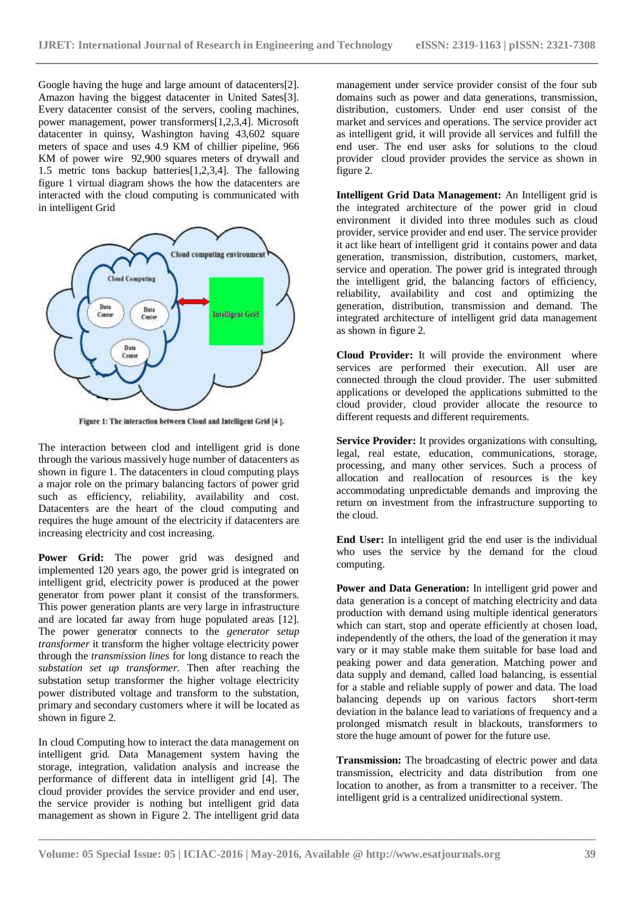Google having the huge and large amount of datacenters[2]. Amazon having the biggest datacenter in United Sates[3]. Every datacenter consist of the servers, cooling machines, power management, power transformers[1,2,3,4]. Microsoft datacenter in quinsy, Washington having 43,602 square meters of space and uses 4.9 KM of chillier pipeline, 966 KM of power wire 92,900 squares meters of drywall and 1.5 metric tons backup batteries[1,2,3,4]. The fallowing figure 1 virtual diagram shows the how the datacenters are interacted with the cloud computing is communicated with in intelligent Grid

Figure 1: The interaction between Cloud and Intelligent Grid [4 ].

The interaction between clod and intelligent grid is done through the various massively huge number of datacenters as shown in figure 1. The datacenters in cloud computing plays a major role on the primary balancing factors of power grid such as efficiency, reliability, availability and cost. Datacenters are the heart of the cloud computing and requires the huge amount of the electricity if datacenters are increasing electricity and cost increasing.

**Power Grid:** The power grid was designed and implemented 120 years ago, the power grid is integrated on intelligent grid, electricity power is produced at the power generator from power plant it consist of the transformers. This power generation plants are very large in infrastructure and are located far away from huge populated areas [12]. The power generator connects to the *generator setup transformer* it transform the higher voltage electricity power through the *transmission lines* for long distance to reach the *substation set up transformer.* Then after reaching the substation setup transformer the higher voltage electricity power distributed voltage and transform to the substation, primary and secondary customers where it will be located as shown in figure 2.

In cloud Computing how to interact the data management on intelligent grid. Data Management system having the storage, integration, validation analysis and increase the performance of different data in intelligent grid [4]. The cloud provider provides the service provider and end user, the service provider is nothing but intelligent grid data management as shown in Figure 2. The intelligent grid data management under service provider consist of the four sub domains such as power and data generations, transmission, distribution, customers. Under end user consist of the market and services and operations. The service provider act as intelligent grid, it will provide all services and fulfill the end user. The end user asks for solutions to the cloud provider cloud provider provides the service as shown in figure 2.

**Intelligent Grid Data Management:** An Intelligent grid is the integrated architecture of the power grid in cloud environment it divided into three modules such as cloud provider, service provider and end user. The service provider it act like heart of intelligent grid it contains power and data generation, transmission, distribution, customers, market, service and operation. The power grid is integrated through the intelligent grid, the balancing factors of efficiency, reliability, availability and cost and optimizing the generation, distribution, transmission and demand. The integrated architecture of intelligent grid data management as shown in figure 2.

**Cloud Provider:** It will provide the environment where services are performed their execution. All user are connected through the cloud provider. The user submitted applications or developed the applications submitted to the cloud provider, cloud provider allocate the resource to different requests and different requirements.

**Service Provider:** It provides organizations with consulting, legal, real estate, education, communications, storage, processing, and many other services. Such a process of allocation and reallocation of resources is the key accommodating unpredictable demands and improving the return on investment from the infrastructure supporting to the cloud.

**End User:** In intelligent grid the end user is the individual who uses the service by the demand for the cloud computing.

**Power and Data Generation:** In intelligent grid power and data generation is a concept of matching electricity and data production with demand using multiple identical generators which can start, stop and operate efficiently at chosen load, independently of the others, the load of the generation it may vary or it may stable make them suitable for base load and peaking power and data generation. Matching power and data supply and demand, called load balancing, is essential for a stable and reliable supply of power and data. The load balancing depends up on various factors short-term deviation in the balance lead to variations of frequency and a prolonged mismatch result in blackouts, transformers to store the huge amount of power for the future use.

**Transmission:** The broadcasting of electric power and data transmission, electricity and data distribution from one location to another, as from a transmitter to a receiver. The intelligent grid is a centralized unidirectional system.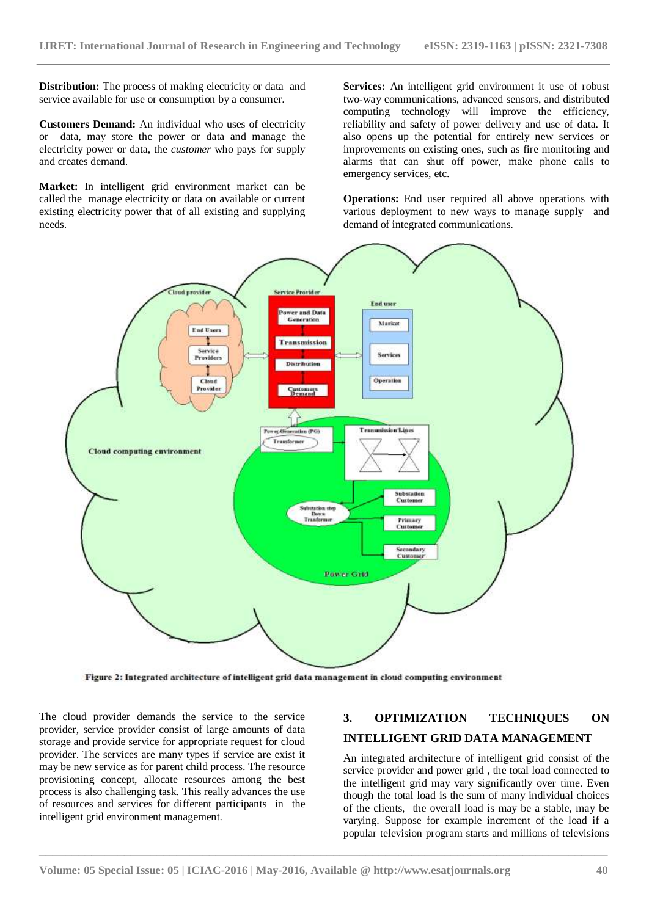**Distribution:** The process of making electricity or data and service available for use or consumption by a consumer.

**Customers Demand:** An individual who uses of electricity or data, may store the power or data and manage the electricity power or data, the *customer* who pays for supply and creates demand.

**Market:** In intelligent grid environment market can be called the manage electricity or data on available or current existing electricity power that of all existing and supplying needs.

**Services:** An intelligent grid environment it use of robust two-way communications, advanced sensors, and distributed computing technology will improve the efficiency, reliability and safety of power delivery and use of data. It also opens up the potential for entirely new services or improvements on existing ones, such as fire monitoring and alarms that can shut off power, make phone calls to emergency services, etc.

**Operations:** End user required all above operations with various deployment to new ways to manage supply and demand of integrated communications.

**Figure 2: Integrated architecture of intelligent grid data management in cloud computing environment**

The cloud provider demands the service to the service provider, service provider consist of large amounts of data storage and provide service for appropriate request for cloud provider. The services are many types if service are exist it may be new service as for parent child process. The resource provisioning concept, allocate resources among the best process is also challenging task. This really advances the use of resources and services for different participants in the intelligent grid environment management.

## 3. OPTIMIZATION TECHNIQUES ON INTELLIGENT GRID DATA MANAGEMENT

An integrated architecture of intelligent grid consist of the service provider and power grid , the total load connected to the intelligent grid may vary significantly over time. Even though the total load is the sum of many individual choices of the clients, the overall load is may be a stable, may be varying. Suppose for example increment of the load if a popular television program starts and millions of televisions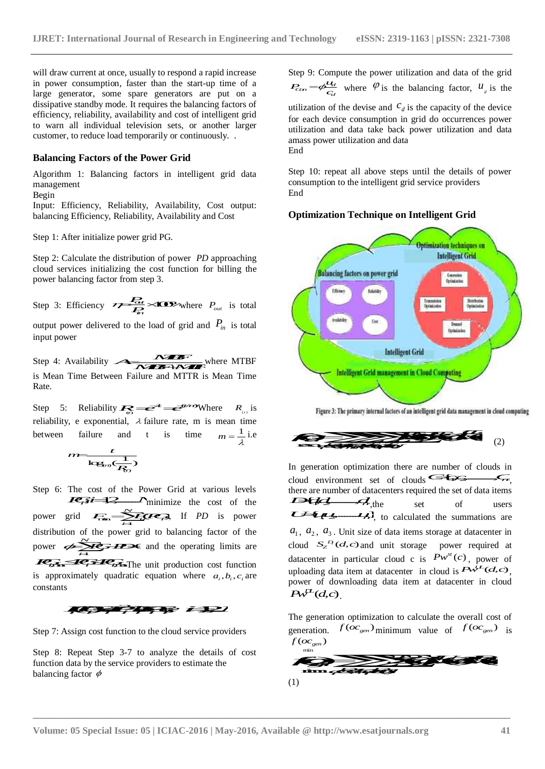will draw current at once, usually to respond a rapid increase in power consumption, faster than the start-up time of a large generator, some spare generators are put on a dissipative standby mode. It requires the balancing factors of efficiency, reliability, availability and cost of intelligent grid to warn all individual television sets, or another larger customer, to reduce load temporarily or continuously. .

### Balancing Factors of the Power Grid

Algorithm 1: Balancing factors in intelligent grid data management

Begin

Input: Efficiency, Reliability, Availability, Cost output: balancing Efficiency, Reliability, Availability and Cost

Step 1: After initialize power grid PG.

Step 2: Calculate the distribution of power *PD* approaching cloud services initializing the cost function for billing the power balancing factor from step 3.

Step 3: Efficiency $\eta = \frac{P_{out}}{P_{in}} \times 100\%$ where $P_{out}$ is total output power delivered to the load of grid and $P_{in}$ is total input power

Step 4: Availability $A = \frac{MTBF}{MTBF + MTTR}$ where MTBF is Mean Time Between Failure and MTTR is Mean Time Rate.

Step 5: Reliability $R_{\omega} = e^{-\lambda t} = e^{-(t/m)}$ Where $R_{\omega}$ is reliability, e exponential, $\lambda$ failure rate, m is mean time between failure and t is time $m = \frac{1}{\lambda}$ i.e

$$m = \frac{t}{\log_{\omega}(\frac{1}{R_{\omega}})}$$

Step 6: The cost of the Power Grid at various levels $PG_i, i = 1, 2, \ldots, N$ minimize the cost of the power grid $F_{min} = \sum_{i=1}^{N} F_i(PG_i)$. If *PD* is power distribution of the power grid to balancing factor of the power $\phi = \sum_{i=1}^{N} PG_i - PD = 0$ and the operating limits are $PG_{i\,min} \le PG_i \le PG_{i\,max}$ The unit production cost function is approximately quadratic equation where $a_i, b_i, c_i$ are constants

$$F_i(PG_i) = a_i PG_i^2 + b_i PG_i + c_i \quad i = 1, 2, \ldots, N$$

Step 7: Assign cost function to the cloud service providers

Step 8: Repeat Step 3-7 to analyze the details of cost function data by the service providers to estimate the balancing factor $\phi$

Step 9: Compute the power utilization and data of the grid $P_{con} = \phi \frac{u_d}{c_d}$ where $\varphi$ is the balancing factor, $u_d$ is the utilization of the devise and $c_d$ is the capacity of the device for each device consumption in grid do occurrences power utilization and data take back power utilization and data amass power utilization and data

End

Step 10: repeat all above steps until the details of power consumption to the intelligent grid service providers

End

### Optimization Technique on Intelligent Grid

Figure 3: The primary internal factors of an intelligent grid data management in cloud computing

$$f(oc) = \sum \sum \ldots \quad (2)$$

In generation optimization there are number of clouds in cloud environment set of clouds $C = \{c_1, c_2, \ldots, c_n\}$, there are number of datacenters required the set of data items $D = \{d_1, d_2, \ldots, d_n\}$, the set of users $U = \{u_1, u_2, \ldots, u_n\}$, to calculated the summations are $a_1$, $a_2$, $a_3$. Unit size of data items storage at datacenter in cloud $S_z^D(d, c)$ and unit storage power required at datacenter in particular cloud c is $Pw^{st}(c)$, power of uploading data item at datacenter in cloud is $Pw^{UL}(d, c)$, power of downloading data item at datacenter in cloud $Pw^{DL}(d, c)$.

The generation optimization to calculate the overall cost of generation. $f(oc_{gen})$ minimum value of $f(oc_{gen})$ is $f(oc_{gen})_{min}$

$$f(oc_{gen})_{min} = \sum \sum \ldots$$

(1)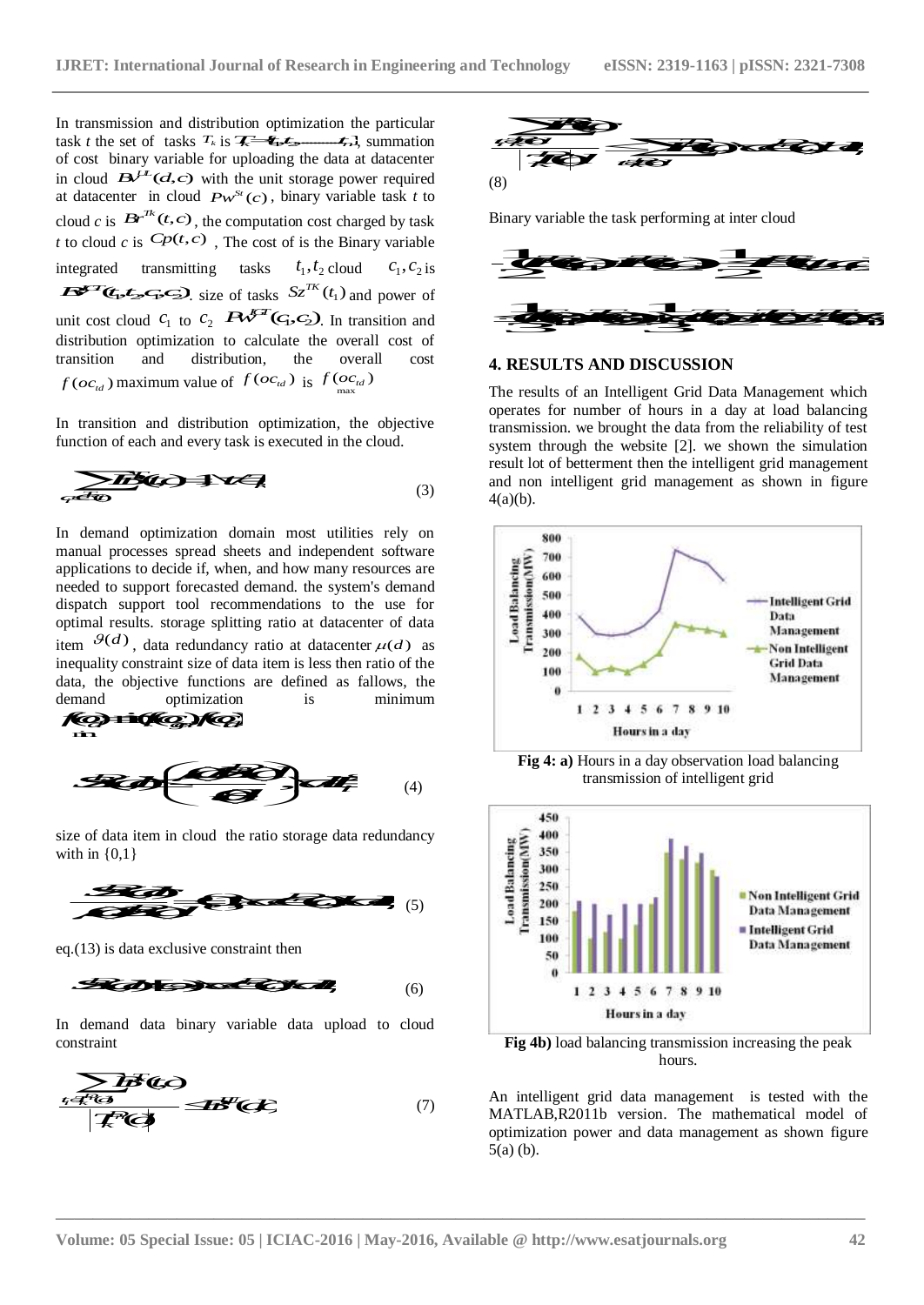In transmission and distribution optimization the particular task $t$ the set of tasks $T_k$ is $T_k = \{t_1, t_2, \ldots, t_n\}$, summation of cost binary variable for uploading the data at datacenter in cloud $B_V^{UL}(d,c)$ with the unit storage power required at datacenter in cloud $Pw^{St}(c)$, binary variable task $t$ to cloud $c$ is $Br^{Tk}(t,c)$, the computation cost charged by task $t$ to cloud $c$ is $Cp(t,c)$, The cost of is the Binary variable integrated transmitting tasks $t_1, t_2$ cloud $c_1, c_2$ is $B_V^{IT}(t_1,t_2,c_1,c_2)$. size of tasks $Sz^{TK}(t_1)$ and power of unit cost cloud $c_1$ to $c_2$ $Pw^{IT}(c_1,c_2)$. In transition and distribution optimization to calculate the overall cost of transition and distribution, the overall cost $f(oc_{td})$ maximum value of $f(oc_{td})$ is $f(oc_{td})_{max}$

In transition and distribution optimization, the objective function of each and every task is executed in the cloud.

$$\sum_{c \in c(t)} Br^{Tk}(t,c) = 1 \; \forall t \in T_k \tag{3}$$

In demand optimization domain most utilities rely on manual processes spread sheets and independent software applications to decide if, when, and how many resources are needed to support forecasted demand. the system's demand dispatch support tool recommendations to the use for optimal results. storage splitting ratio at datacenter of data item $\vartheta(d)$, data redundancy ratio at datacenter $\mu(d)$ as inequality constraint size of data item is less then ratio of the data, the objective functions are defined as fallows, the demand optimization is minimum $f(oc_d)_{min} = \min(f(oc_{dg}), f(oc_d))$

$$Sz(d) \cdot \left( \frac{\mu(d)}{\vartheta(d)} \right) \leq d \in T_k \tag{4}$$

size of data item in cloud the ratio storage data redundancy with in {0,1}

$$\frac{Sz(d)}{\mu(d)\vartheta(d)} \in \{0,1\} \; \forall d \in D_T, c \in C, \tag{5}$$

eq.(13) is data exclusive constraint then

$$Sz(d) \in \{0,1\} \; \forall c \in C, d \in D_T \tag{6}$$

In demand data binary variable data upload to cloud constraint

$$\frac{\sum_{t_1 \in T_k^{D}(d)} B_V^{TK}(t,c)}{\left| T_k^{D}(d) \right|} \leq B_V^{UL}(d,c) \tag{7}$$

$$\frac{\sum_{t \in T(d)} B_V^{TK}(t,c)}{\left| T_k^{D}(d) \right|} \leq \sum_{t \in T(d)} B_V^{TK}(t,c) \; \forall c \in C, d \in D_T \tag{8}$$

Binary variable the task performing at inter cloud

$$-\frac{1}{2}\left(B_V^{TK}(t_1,c_1) + B_V^{TK}(t_2,c_2)\right) \leq \frac{1}{2} B_V^{IT}(t_1,t_2,c_1,c_2)$$

$$\leq \frac{1}{3}\left(B_V^{TK}(t_1,c_1) + B_V^{TK}(t_2,c_2)\right) + \frac{1}{3}\left(B_V^{IT}(t_1,t_2,c_1,c_2)\right)$$

## 4. RESULTS AND DISCUSSION

The results of an Intelligent Grid Data Management which operates for number of hours in a day at load balancing transmission. we brought the data from the reliability of test system through the website [2]. we shown the simulation result lot of betterment then the intelligent grid management and non intelligent grid management as shown in figure 4(a)(b).

**Fig 4: a)** Hours in a day observation load balancing transmission of intelligent grid

**Fig 4b)** load balancing transmission increasing the peak hours.

An intelligent grid data management is tested with the MATLAB,R2011b version. The mathematical model of optimization power and data management as shown figure 5(a) (b).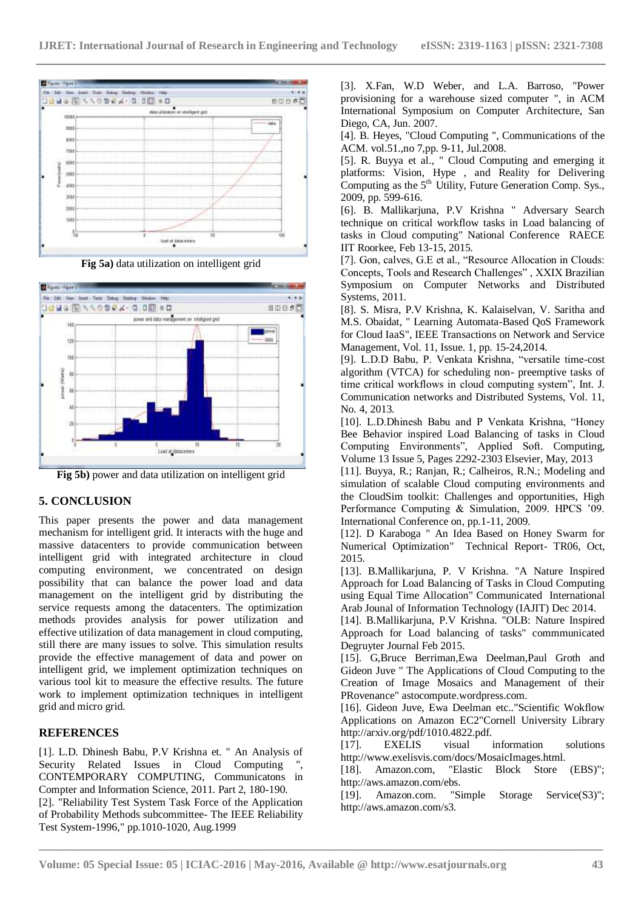**Fig 5a)** data utilization on intelligent grid

**Fig 5b)** power and data utilization on intelligent grid

## 5. CONCLUSION

This paper presents the power and data management mechanism for intelligent grid. It interacts with the huge and massive datacenters to provide communication between intelligent grid with integrated architecture in cloud computing environment, we concentrated on design possibility that can balance the power load and data management on the intelligent grid by distributing the service requests among the datacenters. The optimization methods provides analysis for power utilization and effective utilization of data management in cloud computing, still there are many issues to solve. This simulation results provide the effective management of data and power on intelligent grid, we implement optimization techniques on various tool kit to measure the effective results. The future work to implement optimization techniques in intelligent grid and micro grid.

## REFERENCES

[1]. L.D. Dhinesh Babu, P.V Krishna et. " An Analysis of Security Related Issues in Cloud Computing ", CONTEMPORARY COMPUTING, Communicatons in Compter and Information Science, 2011. Part 2, 180-190.

[2]. "Reliability Test System Task Force of the Application of Probability Methods subcommittee- The IEEE Reliability Test System-1996," pp.1010-1020, Aug.1999

[3]. X.Fan, W.D Weber, and L.A. Barroso, "Power provisioning for a warehouse sized computer ", in ACM International Symposium on Computer Architecture, San Diego, CA, Jun. 2007.

[4]. B. Heyes, "Cloud Computing ", Communications of the ACM. vol.51.,no 7,pp. 9-11, Jul.2008.

[5]. R. Buyya et al., " Cloud Computing and emerging it platforms: Vision, Hype , and Reality for Delivering Computing as the 5th Utility, Future Generation Comp. Sys., 2009, pp. 599-616.

[6]. B. Mallikarjuna, P.V Krishna " Adversary Search technique on critical workflow tasks in Load balancing of tasks in Cloud computing" National Conference RAECE IIT Roorkee, Feb 13-15, 2015.

[7]. Gon, calves, G.E et al., "Resource Allocation in Clouds: Concepts, Tools and Research Challenges" , XXIX Brazilian Symposium on Computer Networks and Distributed Systems, 2011.

[8]. S. Misra, P.V Krishna, K. Kalaiselvan, V. Saritha and M.S. Obaidat, " Learning Automata-Based QoS Framework for Cloud IaaS", IEEE Transactions on Network and Service Management, Vol. 11, Issue. 1, pp. 15-24,2014.

[9]. L.D.D Babu, P. Venkata Krishna, "versatile time-cost algorithm (VTCA) for scheduling non- preemptive tasks of time critical workflows in cloud computing system", Int. J. Communication networks and Distributed Systems, Vol. 11, No. 4, 2013.

[10]. L.D.Dhinesh Babu and P Venkata Krishna, "Honey Bee Behavior inspired Load Balancing of tasks in Cloud Computing Environments", Applied Soft. Computing, Volume 13 Issue 5, Pages 2292-2303 Elsevier, May, 2013

[11]. Buyya, R.; Ranjan, R.; Calheiros, R.N.; Modeling and simulation of scalable Cloud computing environments and the CloudSim toolkit: Challenges and opportunities, High Performance Computing & Simulation, 2009. HPCS '09. International Conference on, pp.1-11, 2009.

[12]. D Karaboga " An Idea Based on Honey Swarm for Numerical Optimization" Technical Report- TR06, Oct, 2015.

[13]. B.Mallikarjuna, P. V Krishna. "A Nature Inspired Approach for Load Balancing of Tasks in Cloud Computing using Equal Time Allocation" Communicated International Arab Jounal of Information Technology (IAJIT) Dec 2014.

[14]. B.Mallikarjuna, P.V Krishna. "OLB: Nature Inspired Approach for Load balancing of tasks" commmunicated Degruyter Journal Feb 2015.

[15]. G,Bruce Berriman,Ewa Deelman,Paul Groth and Gideon Juve " The Applications of Cloud Computing to the Creation of Image Mosaics and Management of their PRovenance" astocompute.wordpress.com.

[16]. Gideon Juve, Ewa Deelman etc.."Scientific Wokflow Applications on Amazon EC2"Cornell University Library http://arxiv.org/pdf/1010.4822.pdf.

[17]. EXELIS visual information solutions http://www.exelisvis.com/docs/MosaicImages.html.

[18]. Amazon.com, "Elastic Block Store (EBS)"; http://aws.amazon.com/ebs.

[19]. Amazon.com. "Simple Storage Service(S3)"; http://aws.amazon.com/s3.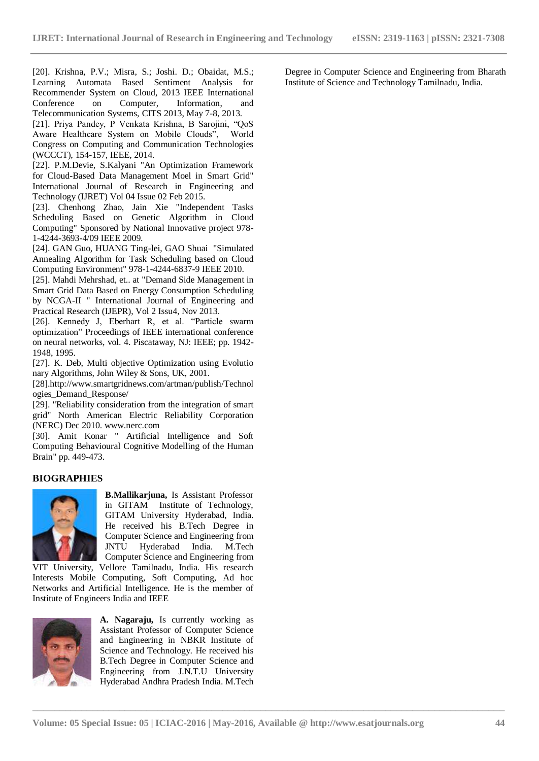[20]. Krishna, P.V.; Misra, S.; Joshi. D.; Obaidat, M.S.; Learning Automata Based Sentiment Analysis for Recommender System on Cloud, 2013 IEEE International Conference on Computer, Information, and Telecommunication Systems, CITS 2013, May 7-8, 2013.

[21]. Priya Pandey, P Venkata Krishna, B Sarojini, "QoS Aware Healthcare System on Mobile Clouds", World Congress on Computing and Communication Technologies (WCCCT), 154-157, IEEE, 2014.

[22]. P.M.Devie, S.Kalyani "An Optimization Framework for Cloud-Based Data Management Moel in Smart Grid" International Journal of Research in Engineering and Technology (IJRET) Vol 04 Issue 02 Feb 2015.

[23]. Chenhong Zhao, Jain Xie "Independent Tasks Scheduling Based on Genetic Algorithm in Cloud Computing" Sponsored by National Innovative project 978-1-4244-3693-4/09 IEEE 2009.

[24]. GAN Guo, HUANG Ting-lei, GAO Shuai "Simulated Annealing Algorithm for Task Scheduling based on Cloud Computing Environment" 978-1-4244-6837-9 IEEE 2010.

[25]. Mahdi Mehrshad, et.. at "Demand Side Management in Smart Grid Data Based on Energy Consumption Scheduling by NCGA-II " International Journal of Engineering and Practical Research (IJEPR), Vol 2 Issu4, Nov 2013.

[26]. Kennedy J, Eberhart R, et al. "Particle swarm optimization" Proceedings of IEEE international conference on neural networks, vol. 4. Piscataway, NJ: IEEE; pp. 1942-1948, 1995.

[27]. K. Deb, Multi objective Optimization using Evolutio nary Algorithms, John Wiley & Sons, UK, 2001.

[28].http://www.smartgridnews.com/artman/publish/Technologies_Demand_Response/

[29]. "Reliability consideration from the integration of smart grid" North American Electric Reliability Corporation (NERC) Dec 2010. www.nerc.com

[30]. Amit Konar " Artificial Intelligence and Soft Computing Behavioural Cognitive Modelling of the Human Brain" pp. 449-473.

## BIOGRAPHIES

**B.Mallikarjuna,** Is Assistant Professor in GITAM Institute of Technology, GITAM University Hyderabad, India. He received his B.Tech Degree in Computer Science and Engineering from JNTU Hyderabad India. M.Tech Computer Science and Engineering from VIT University, Vellore Tamilnadu, India. His research Interests Mobile Computing, Soft Computing, Ad hoc Networks and Artificial Intelligence. He is the member of Institute of Engineers India and IEEE

**A. Nagaraju,** Is currently working as Assistant Professor of Computer Science and Engineering in NBKR Institute of Science and Technology. He received his B.Tech Degree in Computer Science and Engineering from J.N.T.U University Hyderabad Andhra Pradesh India. M.Tech Degree in Computer Science and Engineering from Bharath Institute of Science and Technology Tamilnadu, India.